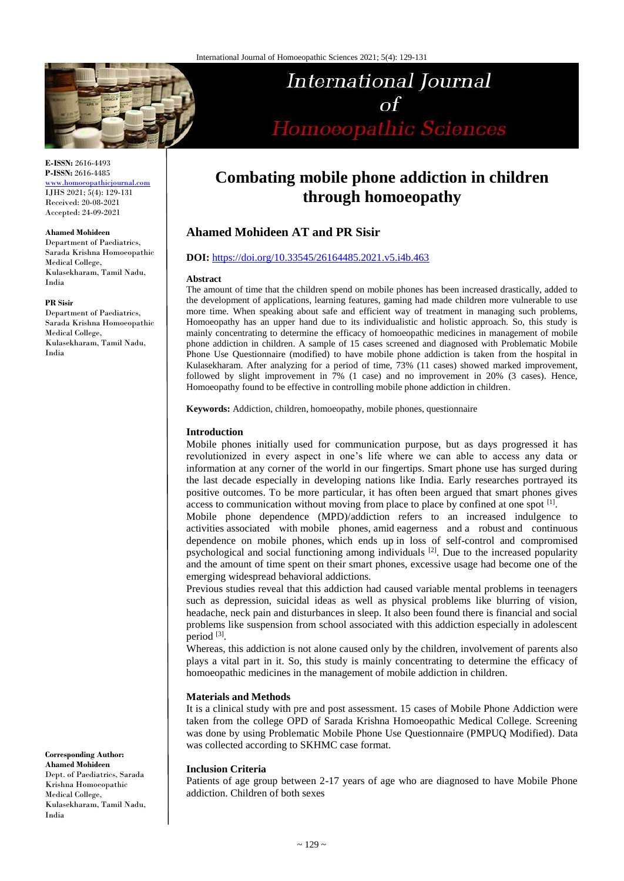E-ISSN: 2616-4493
P-ISSN: 2616-4485
www.homoeopathicjournal.com
IJHS 2021; 5(4): 129-131
Received: 20-08-2021
Accepted: 24-09-2021

**Ahamed Mohideen**
Department of Paediatrics, Sarada Krishna Homoeopathic Medical College, Kulasekharam, Tamil Nadu, India

**PR Sisir**
Department of Paediatrics, Sarada Krishna Homoeopathic Medical College, Kulasekharam, Tamil Nadu, India

**Corresponding Author:**
**Ahamed Mohideen**
Dept. of Paediatrics, Sarada Krishna Homoeopathic Medical College, Kulasekharam, Tamil Nadu, India

# Combating mobile phone addiction in children through homoeopathy

## Ahamed Mohideen AT and PR Sisir

**DOI:** https://doi.org/10.33545/26164485.2021.v5.i4b.463

### Abstract

The amount of time that the children spend on mobile phones has been increased drastically, added to the development of applications, learning features, gaming had made children more vulnerable to use more time. When speaking about safe and efficient way of treatment in managing such problems, Homoeopathy has an upper hand due to its individualistic and holistic approach. So, this study is mainly concentrating to determine the efficacy of homoeopathic medicines in management of mobile phone addiction in children. A sample of 15 cases screened and diagnosed with Problematic Mobile Phone Use Questionnaire (modified) to have mobile phone addiction is taken from the hospital in Kulasekharam. After analyzing for a period of time, 73% (11 cases) showed marked improvement, followed by slight improvement in 7% (1 case) and no improvement in 20% (3 cases). Hence, Homoeopathy found to be effective in controlling mobile phone addiction in children.

**Keywords:** Addiction, children, homoeopathy, mobile phones, questionnaire

### Introduction

Mobile phones initially used for communication purpose, but as days progressed it has revolutionized in every aspect in one's life where we can able to access any data or information at any corner of the world in our fingertips. Smart phone use has surged during the last decade especially in developing nations like India. Early researches portrayed its positive outcomes. To be more particular, it has often been argued that smart phones gives access to communication without moving from place to place by confined at one spot [1].

Mobile phone dependence (MPD)/addiction refers to an increased indulgence to activities associated with mobile phones, amid eagerness and a robust and continuous dependence on mobile phones, which ends up in loss of self-control and compromised psychological and social functioning among individuals [2]. Due to the increased popularity and the amount of time spent on their smart phones, excessive usage had become one of the emerging widespread behavioral addictions.

Previous studies reveal that this addiction had caused variable mental problems in teenagers such as depression, suicidal ideas as well as physical problems like blurring of vision, headache, neck pain and disturbances in sleep. It also been found there is financial and social problems like suspension from school associated with this addiction especially in adolescent period [3].

Whereas, this addiction is not alone caused only by the children, involvement of parents also plays a vital part in it. So, this study is mainly concentrating to determine the efficacy of homoeopathic medicines in the management of mobile addiction in children.

### Materials and Methods

It is a clinical study with pre and post assessment. 15 cases of Mobile Phone Addiction were taken from the college OPD of Sarada Krishna Homoeopathic Medical College. Screening was done by using Problematic Mobile Phone Use Questionnaire (PMPUQ Modified). Data was collected according to SKHMC case format.

### Inclusion Criteria

Patients of age group between 2-17 years of age who are diagnosed to have Mobile Phone addiction. Children of both sexes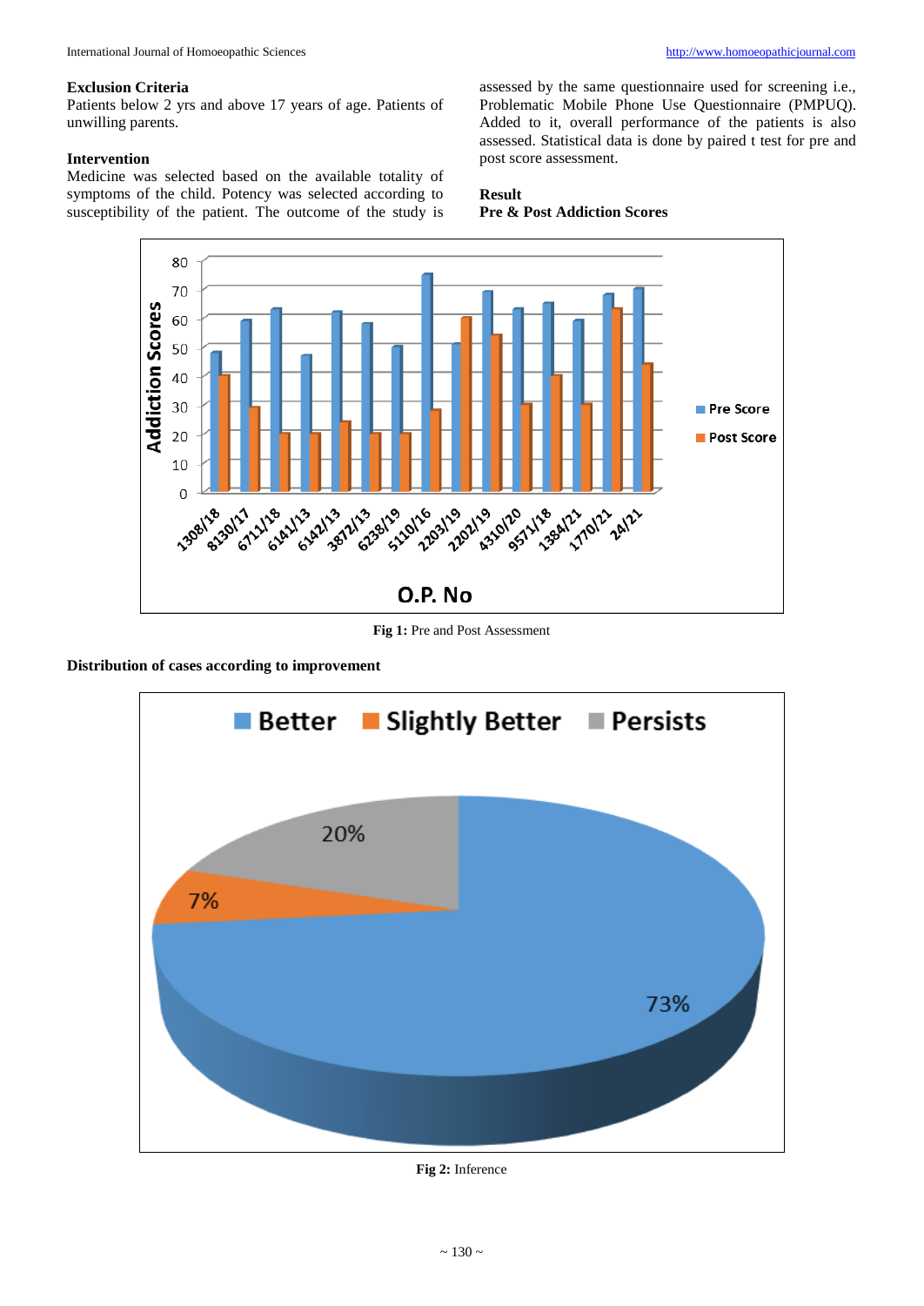### Exclusion Criteria

Patients below 2 yrs and above 17 years of age. Patients of unwilling parents.

### Intervention

Medicine was selected based on the available totality of symptoms of the child. Potency was selected according to susceptibility of the patient. The outcome of the study is assessed by the same questionnaire used for screening i.e., Problematic Mobile Phone Use Questionnaire (PMPUQ). Added to it, overall performance of the patients is also assessed. Statistical data is done by paired t test for pre and post score assessment.

### Result

**Pre & Post Addiction Scores**

**Fig 1:** Pre and Post Assessment

**Distribution of cases according to improvement**

**Fig 2:** Inference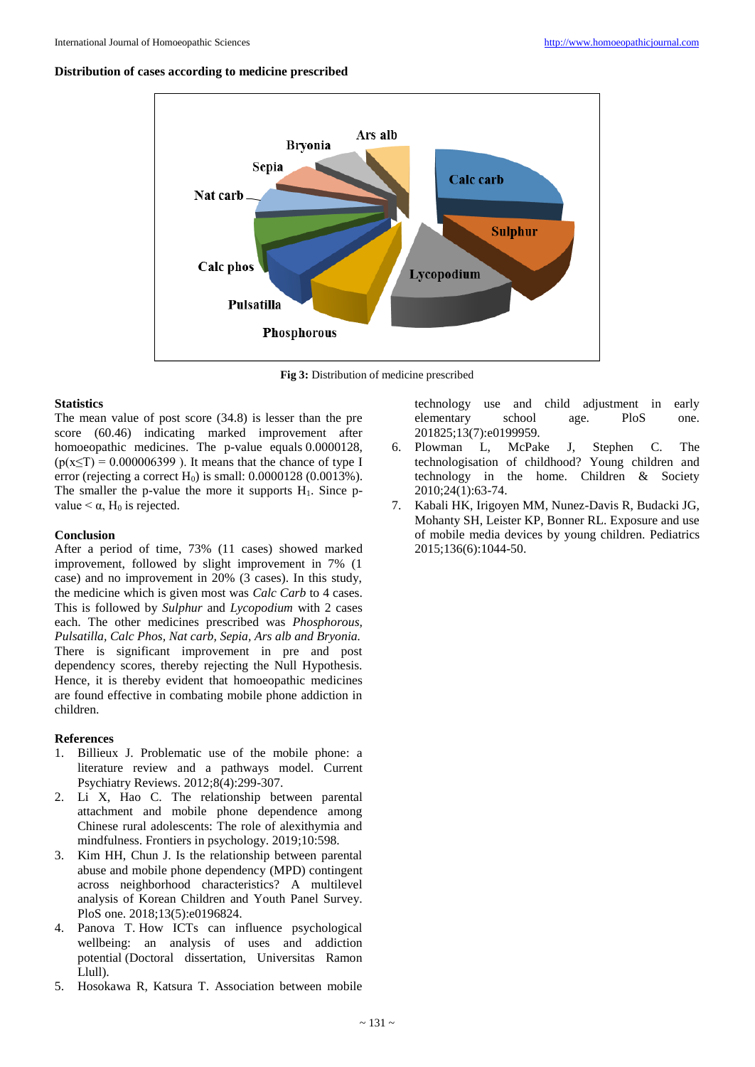**Distribution of cases according to medicine prescribed**

Ars alb
Bryonia
Sepia
Nat carb
Calc carb
Sulphur
Calc phos
Lycopodium
Pulsatilla
Phosphorous

**Fig 3:** Distribution of medicine prescribed

### Statistics

The mean value of post score (34.8) is lesser than the pre score (60.46) indicating marked improvement after homoeopathic medicines. The p-value equals 0.0000128, ($p(x \leq T) = 0.000006399$ ). It means that the chance of type I error (rejecting a correct $H_0$) is small: 0.0000128 (0.0013%). The smaller the p-value the more it supports $H_1$. Since p-value < α, $H_0$ is rejected.

### Conclusion

After a period of time, 73% (11 cases) showed marked improvement, followed by slight improvement in 7% (1 case) and no improvement in 20% (3 cases). In this study, the medicine which is given most was *Calc Carb* to 4 cases. This is followed by *Sulphur* and *Lycopodium* with 2 cases each. The other medicines prescribed was *Phosphorous, Pulsatilla, Calc Phos, Nat carb, Sepia, Ars alb and Bryonia.* There is significant improvement in pre and post dependency scores, thereby rejecting the Null Hypothesis. Hence, it is thereby evident that homoeopathic medicines are found effective in combating mobile phone addiction in children.

### References

1. Billieux J. Problematic use of the mobile phone: a literature review and a pathways model. Current Psychiatry Reviews. 2012;8(4):299-307.
2. Li X, Hao C. The relationship between parental attachment and mobile phone dependence among Chinese rural adolescents: The role of alexithymia and mindfulness. Frontiers in psychology. 2019;10:598.
3. Kim HH, Chun J. Is the relationship between parental abuse and mobile phone dependency (MPD) contingent across neighborhood characteristics? A multilevel analysis of Korean Children and Youth Panel Survey. PloS one. 2018;13(5):e0196824.
4. Panova T. How ICTs can influence psychological wellbeing: an analysis of uses and addiction potential (Doctoral dissertation, Universitas Ramon Llull).
5. Hosokawa R, Katsura T. Association between mobile technology use and child adjustment in early elementary school age. PloS one. 201825;13(7):e0199959.
6. Plowman L, McPake J, Stephen C. The technologisation of childhood? Young children and technology in the home. Children & Society 2010;24(1):63-74.
7. Kabali HK, Irigoyen MM, Nunez-Davis R, Budacki JG, Mohanty SH, Leister KP, Bonner RL. Exposure and use of mobile media devices by young children. Pediatrics 2015;136(6):1044-50.